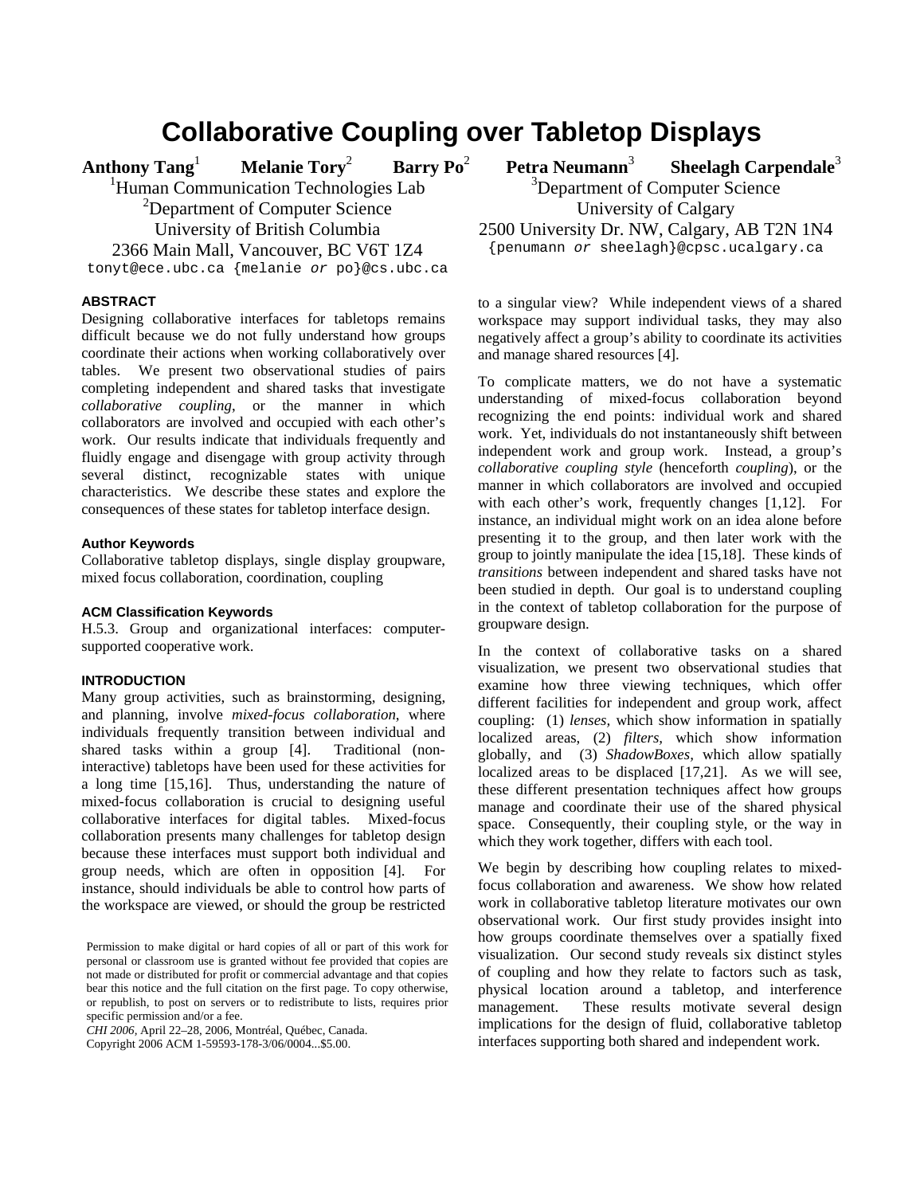# Collaborative Coupling over Tabletop Displays

**Anthony Tang**[1] **Melanie Tory**[2] **Barry Po**[2] **Petra Neumann**[3] **Sheelagh Carpendale**[3]

[1]Human Communication Technologies Lab
[2]Department of Computer Science
University of British Columbia
2366 Main Mall, Vancouver, BC V6T 1Z4
tonyt@ece.ubc.ca {melanie *or* po}@cs.ubc.ca

[3]Department of Computer Science
University of Calgary
2500 University Dr. NW, Calgary, AB T2N 1N4
{penumann *or* sheelagh}@cpsc.ucalgary.ca

### ABSTRACT

Designing collaborative interfaces for tabletops remains difficult because we do not fully understand how groups coordinate their actions when working collaboratively over tables. We present two observational studies of pairs completing independent and shared tasks that investigate *collaborative coupling*, or the manner in which collaborators are involved and occupied with each other's work. Our results indicate that individuals frequently and fluidly engage and disengage with group activity through several distinct, recognizable states with unique characteristics. We describe these states and explore the consequences of these states for tabletop interface design.

### Author Keywords

Collaborative tabletop displays, single display groupware, mixed focus collaboration, coordination, coupling

### ACM Classification Keywords

H.5.3. Group and organizational interfaces: computer-supported cooperative work.

### INTRODUCTION

Many group activities, such as brainstorming, designing, and planning, involve *mixed-focus collaboration*, where individuals frequently transition between individual and shared tasks within a group [4]. Traditional (non-interactive) tabletops have been used for these activities for a long time [15,16]. Thus, understanding the nature of mixed-focus collaboration is crucial to designing useful collaborative interfaces for digital tables. Mixed-focus collaboration presents many challenges for tabletop design because these interfaces must support both individual and group needs, which are often in opposition [4]. For instance, should individuals be able to control how parts of the workspace are viewed, or should the group be restricted to a singular view? While independent views of a shared workspace may support individual tasks, they may also negatively affect a group's ability to coordinate its activities and manage shared resources [4].

To complicate matters, we do not have a systematic understanding of mixed-focus collaboration beyond recognizing the end points: individual work and shared work. Yet, individuals do not instantaneously shift between independent work and group work. Instead, a group's *collaborative coupling style* (henceforth *coupling*), or the manner in which collaborators are involved and occupied with each other's work, frequently changes [1,12]. For instance, an individual might work on an idea alone before presenting it to the group, and then later work with the group to jointly manipulate the idea [15,18]. These kinds of *transitions* between independent and shared tasks have not been studied in depth. Our goal is to understand coupling in the context of tabletop collaboration for the purpose of groupware design.

In the context of collaborative tasks on a shared visualization, we present two observational studies that examine how three viewing techniques, which offer different facilities for independent and group work, affect coupling: (1) *lenses*, which show information in spatially localized areas, (2) *filters*, which show information globally, and (3) *ShadowBoxes*, which allow spatially localized areas to be displaced [17,21]. As we will see, these different presentation techniques affect how groups manage and coordinate their use of the shared physical space. Consequently, their coupling style, or the way in which they work together, differs with each tool.

We begin by describing how coupling relates to mixed-focus collaboration and awareness. We show how related work in collaborative tabletop literature motivates our own observational work. Our first study provides insight into how groups coordinate themselves over a spatially fixed visualization. Our second study reveals six distinct styles of coupling and how they relate to factors such as task, physical location around a tabletop, and interference management. These results motivate several design implications for the design of fluid, collaborative tabletop interfaces supporting both shared and independent work.

Permission to make digital or hard copies of all or part of this work for personal or classroom use is granted without fee provided that copies are not made or distributed for profit or commercial advantage and that copies bear this notice and the full citation on the first page. To copy otherwise, or republish, to post on servers or to redistribute to lists, requires prior specific permission and/or a fee.
*CHI 2006*, April 22–28, 2006, Montréal, Québec, Canada.
Copyright 2006 ACM 1-59593-178-3/06/0004...$5.00.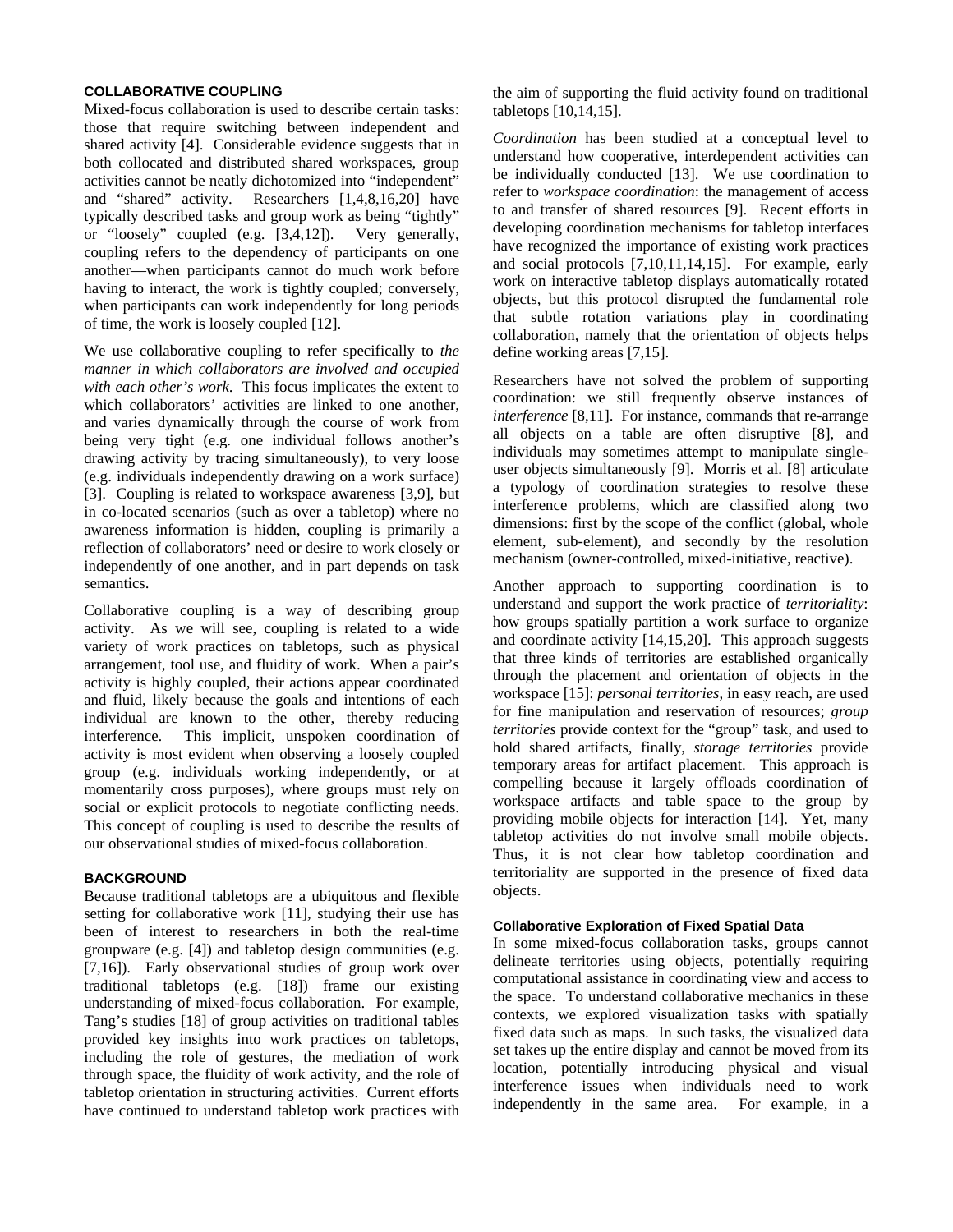## COLLABORATIVE COUPLING

Mixed-focus collaboration is used to describe certain tasks: those that require switching between independent and shared activity [4]. Considerable evidence suggests that in both collocated and distributed shared workspaces, group activities cannot be neatly dichotomized into "independent" and "shared" activity. Researchers [1,4,8,16,20] have typically described tasks and group work as being "tightly" or "loosely" coupled (e.g. [3,4,12]). Very generally, coupling refers to the dependency of participants on one another—when participants cannot do much work before having to interact, the work is tightly coupled; conversely, when participants can work independently for long periods of time, the work is loosely coupled [12].

We use collaborative coupling to refer specifically to *the manner in which collaborators are involved and occupied with each other's work*. This focus implicates the extent to which collaborators' activities are linked to one another, and varies dynamically through the course of work from being very tight (e.g. one individual follows another's drawing activity by tracing simultaneously), to very loose (e.g. individuals independently drawing on a work surface) [3]. Coupling is related to workspace awareness [3,9], but in co-located scenarios (such as over a tabletop) where no awareness information is hidden, coupling is primarily a reflection of collaborators' need or desire to work closely or independently of one another, and in part depends on task semantics.

Collaborative coupling is a way of describing group activity. As we will see, coupling is related to a wide variety of work practices on tabletops, such as physical arrangement, tool use, and fluidity of work. When a pair's activity is highly coupled, their actions appear coordinated and fluid, likely because the goals and intentions of each individual are known to the other, thereby reducing interference. This implicit, unspoken coordination of activity is most evident when observing a loosely coupled group (e.g. individuals working independently, or at momentarily cross purposes), where groups must rely on social or explicit protocols to negotiate conflicting needs. This concept of coupling is used to describe the results of our observational studies of mixed-focus collaboration.

## BACKGROUND

Because traditional tabletops are a ubiquitous and flexible setting for collaborative work [11], studying their use has been of interest to researchers in both the real-time groupware (e.g. [4]) and tabletop design communities (e.g. [7,16]). Early observational studies of group work over traditional tabletops (e.g. [18]) frame our existing understanding of mixed-focus collaboration. For example, Tang's studies [18] of group activities on traditional tables provided key insights into work practices on tabletops, including the role of gestures, the mediation of work through space, the fluidity of work activity, and the role of tabletop orientation in structuring activities. Current efforts have continued to understand tabletop work practices with the aim of supporting the fluid activity found on traditional tabletops [10,14,15].

*Coordination* has been studied at a conceptual level to understand how cooperative, interdependent activities can be individually conducted [13]. We use coordination to refer to *workspace coordination*: the management of access to and transfer of shared resources [9]. Recent efforts in developing coordination mechanisms for tabletop interfaces have recognized the importance of existing work practices and social protocols [7,10,11,14,15]. For example, early work on interactive tabletop displays automatically rotated objects, but this protocol disrupted the fundamental role that subtle rotation variations play in coordinating collaboration, namely that the orientation of objects helps define working areas [7,15].

Researchers have not solved the problem of supporting coordination: we still frequently observe instances of *interference* [8,11]. For instance, commands that re-arrange all objects on a table are often disruptive [8], and individuals may sometimes attempt to manipulate single-user objects simultaneously [9]. Morris et al. [8] articulate a typology of coordination strategies to resolve these interference problems, which are classified along two dimensions: first by the scope of the conflict (global, whole element, sub-element), and secondly by the resolution mechanism (owner-controlled, mixed-initiative, reactive).

Another approach to supporting coordination is to understand and support the work practice of *territoriality*: how groups spatially partition a work surface to organize and coordinate activity [14,15,20]. This approach suggests that three kinds of territories are established organically through the placement and orientation of objects in the workspace [15]: *personal territories*, in easy reach, are used for fine manipulation and reservation of resources; *group territories* provide context for the "group" task, and used to hold shared artifacts, finally, *storage territories* provide temporary areas for artifact placement. This approach is compelling because it largely offloads coordination of workspace artifacts and table space to the group by providing mobile objects for interaction [14]. Yet, many tabletop activities do not involve small mobile objects. Thus, it is not clear how tabletop coordination and territoriality are supported in the presence of fixed data objects.

### Collaborative Exploration of Fixed Spatial Data

In some mixed-focus collaboration tasks, groups cannot delineate territories using objects, potentially requiring computational assistance in coordinating view and access to the space. To understand collaborative mechanics in these contexts, we explored visualization tasks with spatially fixed data such as maps. In such tasks, the visualized data set takes up the entire display and cannot be moved from its location, potentially introducing physical and visual interference issues when individuals need to work independently in the same area. For example, in a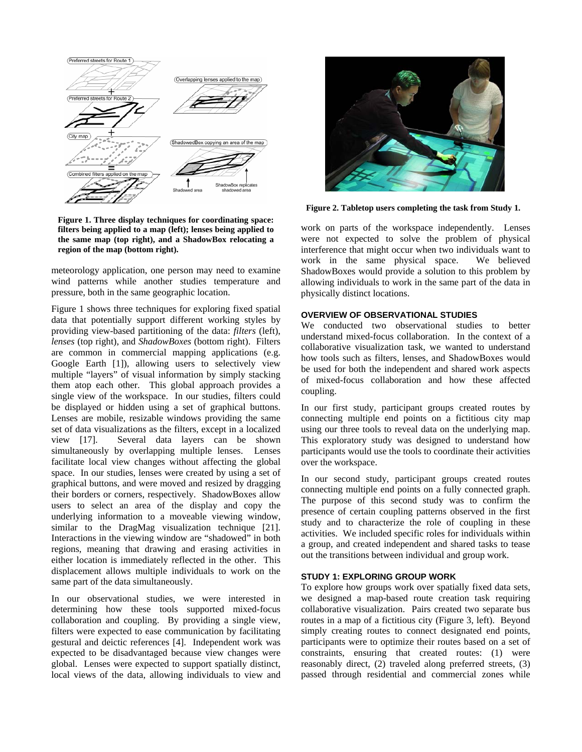Figure 1. Three display techniques for coordinating space: filters being applied to a map (left); lenses being applied to the same map (top right), and a ShadowBox relocating a region of the map (bottom right).

meteorology application, one person may need to examine wind patterns while another studies temperature and pressure, both in the same geographic location.

Figure 1 shows three techniques for exploring fixed spatial data that potentially support different working styles by providing view-based partitioning of the data: *filters* (left), *lenses* (top right), and *ShadowBoxes* (bottom right). Filters are common in commercial mapping applications (e.g. Google Earth [1]), allowing users to selectively view multiple "layers" of visual information by simply stacking them atop each other. This global approach provides a single view of the workspace. In our studies, filters could be displayed or hidden using a set of graphical buttons. Lenses are mobile, resizable windows providing the same set of data visualizations as the filters, except in a localized view [17]. Several data layers can be shown simultaneously by overlapping multiple lenses. Lenses facilitate local view changes without affecting the global space. In our studies, lenses were created by using a set of graphical buttons, and were moved and resized by dragging their borders or corners, respectively. ShadowBoxes allow users to select an area of the display and copy the underlying information to a moveable viewing window, similar to the DragMag visualization technique [21]. Interactions in the viewing window are "shadowed" in both regions, meaning that drawing and erasing activities in either location is immediately reflected in the other. This displacement allows multiple individuals to work on the same part of the data simultaneously.

In our observational studies, we were interested in determining how these tools supported mixed-focus collaboration and coupling. By providing a single view, filters were expected to ease communication by facilitating gestural and deictic references [4]. Independent work was expected to be disadvantaged because view changes were global. Lenses were expected to support spatially distinct, local views of the data, allowing individuals to view and work on parts of the workspace independently. Lenses were not expected to solve the problem of physical interference that might occur when two individuals want to work in the same physical space. We believed ShadowBoxes would provide a solution to this problem by allowing individuals to work in the same part of the data in physically distinct locations.

Figure 2. Tabletop users completing the task from Study 1.

## OVERVIEW OF OBSERVATIONAL STUDIES

We conducted two observational studies to better understand mixed-focus collaboration. In the context of a collaborative visualization task, we wanted to understand how tools such as filters, lenses, and ShadowBoxes would be used for both the independent and shared work aspects of mixed-focus collaboration and how these affected coupling.

In our first study, participant groups created routes by connecting multiple end points on a fictitious city map using our three tools to reveal data on the underlying map. This exploratory study was designed to understand how participants would use the tools to coordinate their activities over the workspace.

In our second study, participant groups created routes connecting multiple end points on a fully connected graph. The purpose of this second study was to confirm the presence of certain coupling patterns observed in the first study and to characterize the role of coupling in these activities. We included specific roles for individuals within a group, and created independent and shared tasks to tease out the transitions between individual and group work.

## STUDY 1: EXPLORING GROUP WORK

To explore how groups work over spatially fixed data sets, we designed a map-based route creation task requiring collaborative visualization. Pairs created two separate bus routes in a map of a fictitious city (Figure 3, left). Beyond simply creating routes to connect designated end points, participants were to optimize their routes based on a set of constraints, ensuring that created routes: (1) were reasonably direct, (2) traveled along preferred streets, (3) passed through residential and commercial zones while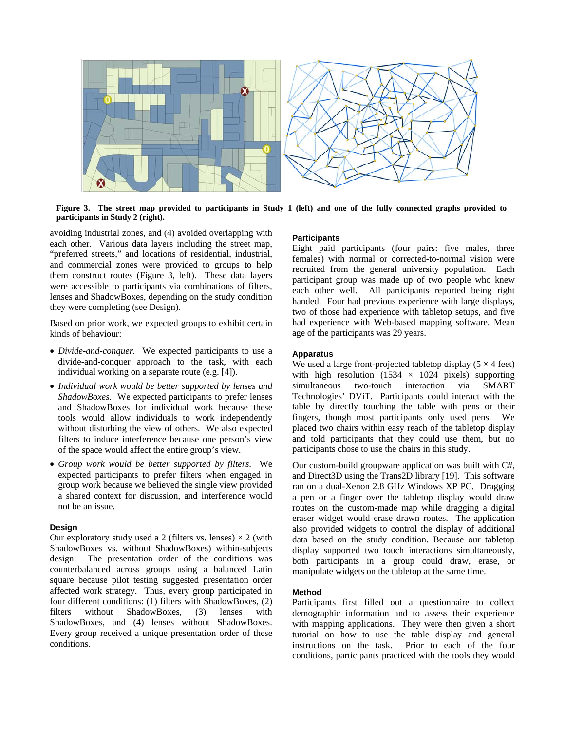**Figure 3. The street map provided to participants in Study 1 (left) and one of the fully connected graphs provided to participants in Study 2 (right).**

avoiding industrial zones, and (4) avoided overlapping with each other. Various data layers including the street map, "preferred streets," and locations of residential, industrial, and commercial zones were provided to groups to help them construct routes (Figure 3, left). These data layers were accessible to participants via combinations of filters, lenses and ShadowBoxes, depending on the study condition they were completing (see Design).

Based on prior work, we expected groups to exhibit certain kinds of behaviour:

- *Divide-and-conquer.* We expected participants to use a divide-and-conquer approach to the task, with each individual working on a separate route (e.g. [4]).
- *Individual work would be better supported by lenses and ShadowBoxes.* We expected participants to prefer lenses and ShadowBoxes for individual work because these tools would allow individuals to work independently without disturbing the view of others. We also expected filters to induce interference because one person's view of the space would affect the entire group's view.
- *Group work would be better supported by filters.* We expected participants to prefer filters when engaged in group work because we believed the single view provided a shared context for discussion, and interference would not be an issue.

### Design

Our exploratory study used a 2 (filters vs. lenses) × 2 (with ShadowBoxes vs. without ShadowBoxes) within-subjects design. The presentation order of the conditions was counterbalanced across groups using a balanced Latin square because pilot testing suggested presentation order affected work strategy. Thus, every group participated in four different conditions: (1) filters with ShadowBoxes, (2) filters without ShadowBoxes, (3) lenses with ShadowBoxes, and (4) lenses without ShadowBoxes. Every group received a unique presentation order of these conditions.

### Participants

Eight paid participants (four pairs: five males, three females) with normal or corrected-to-normal vision were recruited from the general university population. Each participant group was made up of two people who knew each other well. All participants reported being right handed. Four had previous experience with large displays, two of those had experience with tabletop setups, and five had experience with Web-based mapping software. Mean age of the participants was 29 years.

### Apparatus

We used a large front-projected tabletop display (5 × 4 feet) with high resolution (1534 × 1024 pixels) supporting simultaneous two-touch interaction via SMART Technologies' DViT. Participants could interact with the table by directly touching the table with pens or their fingers, though most participants only used pens. We placed two chairs within easy reach of the tabletop display and told participants that they could use them, but no participants chose to use the chairs in this study.

Our custom-build groupware application was built with C#, and Direct3D using the Trans2D library [19]. This software ran on a dual-Xenon 2.8 GHz Windows XP PC. Dragging a pen or a finger over the tabletop display would draw routes on the custom-made map while dragging a digital eraser widget would erase drawn routes. The application also provided widgets to control the display of additional data based on the study condition. Because our tabletop display supported two touch interactions simultaneously, both participants in a group could draw, erase, or manipulate widgets on the tabletop at the same time.

### Method

Participants first filled out a questionnaire to collect demographic information and to assess their experience with mapping applications. They were then given a short tutorial on how to use the table display and general instructions on the task. Prior to each of the four conditions, participants practiced with the tools they would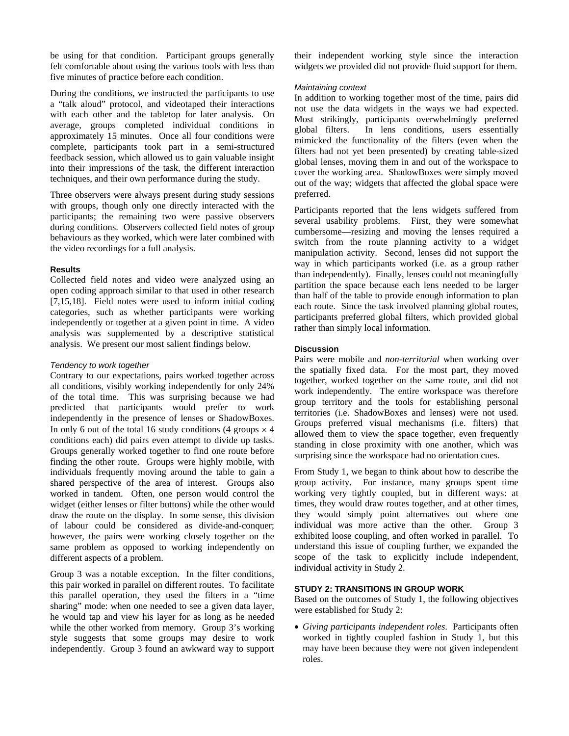be using for that condition. Participant groups generally felt comfortable about using the various tools with less than five minutes of practice before each condition.

During the conditions, we instructed the participants to use a "talk aloud" protocol, and videotaped their interactions with each other and the tabletop for later analysis. On average, groups completed individual conditions in approximately 15 minutes. Once all four conditions were complete, participants took part in a semi-structured feedback session, which allowed us to gain valuable insight into their impressions of the task, the different interaction techniques, and their own performance during the study.

Three observers were always present during study sessions with groups, though only one directly interacted with the participants; the remaining two were passive observers during conditions. Observers collected field notes of group behaviours as they worked, which were later combined with the video recordings for a full analysis.

### Results

Collected field notes and video were analyzed using an open coding approach similar to that used in other research [7,15,18]. Field notes were used to inform initial coding categories, such as whether participants were working independently or together at a given point in time. A video analysis was supplemented by a descriptive statistical analysis. We present our most salient findings below.

#### *Tendency to work together*

Contrary to our expectations, pairs worked together across all conditions, visibly working independently for only 24% of the total time. This was surprising because we had predicted that participants would prefer to work independently in the presence of lenses or ShadowBoxes. In only 6 out of the total 16 study conditions (4 groups $\times$ 4 conditions each) did pairs even attempt to divide up tasks. Groups generally worked together to find one route before finding the other route. Groups were highly mobile, with individuals frequently moving around the table to gain a shared perspective of the area of interest. Groups also worked in tandem. Often, one person would control the widget (either lenses or filter buttons) while the other would draw the route on the display. In some sense, this division of labour could be considered as divide-and-conquer; however, the pairs were working closely together on the same problem as opposed to working independently on different aspects of a problem.

Group 3 was a notable exception. In the filter conditions, this pair worked in parallel on different routes. To facilitate this parallel operation, they used the filters in a "time sharing" mode: when one needed to see a given data layer, he would tap and view his layer for as long as he needed while the other worked from memory. Group 3's working style suggests that some groups may desire to work independently. Group 3 found an awkward way to support their independent working style since the interaction widgets we provided did not provide fluid support for them.

#### *Maintaining context*

In addition to working together most of the time, pairs did not use the data widgets in the ways we had expected. Most strikingly, participants overwhelmingly preferred global filters. In lens conditions, users essentially mimicked the functionality of the filters (even when the filters had not yet been presented) by creating table-sized global lenses, moving them in and out of the workspace to cover the working area. ShadowBoxes were simply moved out of the way; widgets that affected the global space were preferred.

Participants reported that the lens widgets suffered from several usability problems. First, they were somewhat cumbersome—resizing and moving the lenses required a switch from the route planning activity to a widget manipulation activity. Second, lenses did not support the way in which participants worked (i.e. as a group rather than independently). Finally, lenses could not meaningfully partition the space because each lens needed to be larger than half of the table to provide enough information to plan each route. Since the task involved planning global routes, participants preferred global filters, which provided global rather than simply local information.

### Discussion

Pairs were mobile and *non-territorial* when working over the spatially fixed data. For the most part, they moved together, worked together on the same route, and did not work independently. The entire workspace was therefore group territory and the tools for establishing personal territories (i.e. ShadowBoxes and lenses) were not used. Groups preferred visual mechanisms (i.e. filters) that allowed them to view the space together, even frequently standing in close proximity with one another, which was surprising since the workspace had no orientation cues.

From Study 1, we began to think about how to describe the group activity. For instance, many groups spent time working very tightly coupled, but in different ways: at times, they would draw routes together, and at other times, they would simply point alternatives out where one individual was more active than the other. Group 3 exhibited loose coupling, and often worked in parallel. To understand this issue of coupling further, we expanded the scope of the task to explicitly include independent, individual activity in Study 2.

## STUDY 2: TRANSITIONS IN GROUP WORK

Based on the outcomes of Study 1, the following objectives were established for Study 2:

- *Giving participants independent roles.* Participants often worked in tightly coupled fashion in Study 1, but this may have been because they were not given independent roles.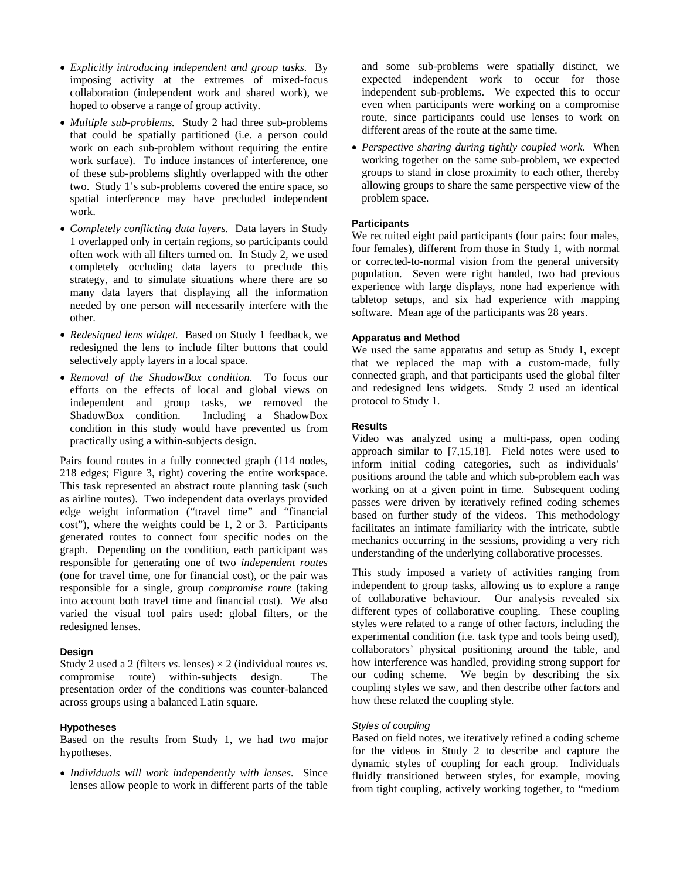- *Explicitly introducing independent and group tasks.* By imposing activity at the extremes of mixed-focus collaboration (independent work and shared work), we hoped to observe a range of group activity.
- *Multiple sub-problems.* Study 2 had three sub-problems that could be spatially partitioned (i.e. a person could work on each sub-problem without requiring the entire work surface). To induce instances of interference, one of these sub-problems slightly overlapped with the other two. Study 1's sub-problems covered the entire space, so spatial interference may have precluded independent work.
- *Completely conflicting data layers.* Data layers in Study 1 overlapped only in certain regions, so participants could often work with all filters turned on. In Study 2, we used completely occluding data layers to preclude this strategy, and to simulate situations where there are so many data layers that displaying all the information needed by one person will necessarily interfere with the other.
- *Redesigned lens widget.* Based on Study 1 feedback, we redesigned the lens to include filter buttons that could selectively apply layers in a local space.
- *Removal of the ShadowBox condition.* To focus our efforts on the effects of local and global views on independent and group tasks, we removed the ShadowBox condition. Including a ShadowBox condition in this study would have prevented us from practically using a within-subjects design.

Pairs found routes in a fully connected graph (114 nodes, 218 edges; Figure 3, right) covering the entire workspace. This task represented an abstract route planning task (such as airline routes). Two independent data overlays provided edge weight information ("travel time" and "financial cost"), where the weights could be 1, 2 or 3. Participants generated routes to connect four specific nodes on the graph. Depending on the condition, each participant was responsible for generating one of two *independent routes* (one for travel time, one for financial cost), or the pair was responsible for a single, group *compromise route* (taking into account both travel time and financial cost). We also varied the visual tool pairs used: global filters, or the redesigned lenses.

### Design

Study 2 used a 2 (filters *vs.* lenses) × 2 (individual routes *vs.* compromise route) within-subjects design. The presentation order of the conditions was counter-balanced across groups using a balanced Latin square.

### Hypotheses

Based on the results from Study 1, we had two major hypotheses.

- *Individuals will work independently with lenses.* Since lenses allow people to work in different parts of the table and some sub-problems were spatially distinct, we expected independent work to occur for those independent sub-problems. We expected this to occur even when participants were working on a compromise route, since participants could use lenses to work on different areas of the route at the same time.
- *Perspective sharing during tightly coupled work.* When working together on the same sub-problem, we expected groups to stand in close proximity to each other, thereby allowing groups to share the same perspective view of the problem space.

### Participants

We recruited eight paid participants (four pairs: four males, four females), different from those in Study 1, with normal or corrected-to-normal vision from the general university population. Seven were right handed, two had previous experience with large displays, none had experience with tabletop setups, and six had experience with mapping software. Mean age of the participants was 28 years.

### Apparatus and Method

We used the same apparatus and setup as Study 1, except that we replaced the map with a custom-made, fully connected graph, and that participants used the global filter and redesigned lens widgets. Study 2 used an identical protocol to Study 1.

### Results

Video was analyzed using a multi-pass, open coding approach similar to [7,15,18]. Field notes were used to inform initial coding categories, such as individuals' positions around the table and which sub-problem each was working on at a given point in time. Subsequent coding passes were driven by iteratively refined coding schemes based on further study of the videos. This methodology facilitates an intimate familiarity with the intricate, subtle mechanics occurring in the sessions, providing a very rich understanding of the underlying collaborative processes.

This study imposed a variety of activities ranging from independent to group tasks, allowing us to explore a range of collaborative behaviour. Our analysis revealed six different types of collaborative coupling. These coupling styles were related to a range of other factors, including the experimental condition (i.e. task type and tools being used), collaborators' physical positioning around the table, and how interference was handled, providing strong support for our coding scheme. We begin by describing the six coupling styles we saw, and then describe other factors and how these related the coupling style.

#### *Styles of coupling*

Based on field notes, we iteratively refined a coding scheme for the videos in Study 2 to describe and capture the dynamic styles of coupling for each group. Individuals fluidly transitioned between styles, for example, moving from tight coupling, actively working together, to "medium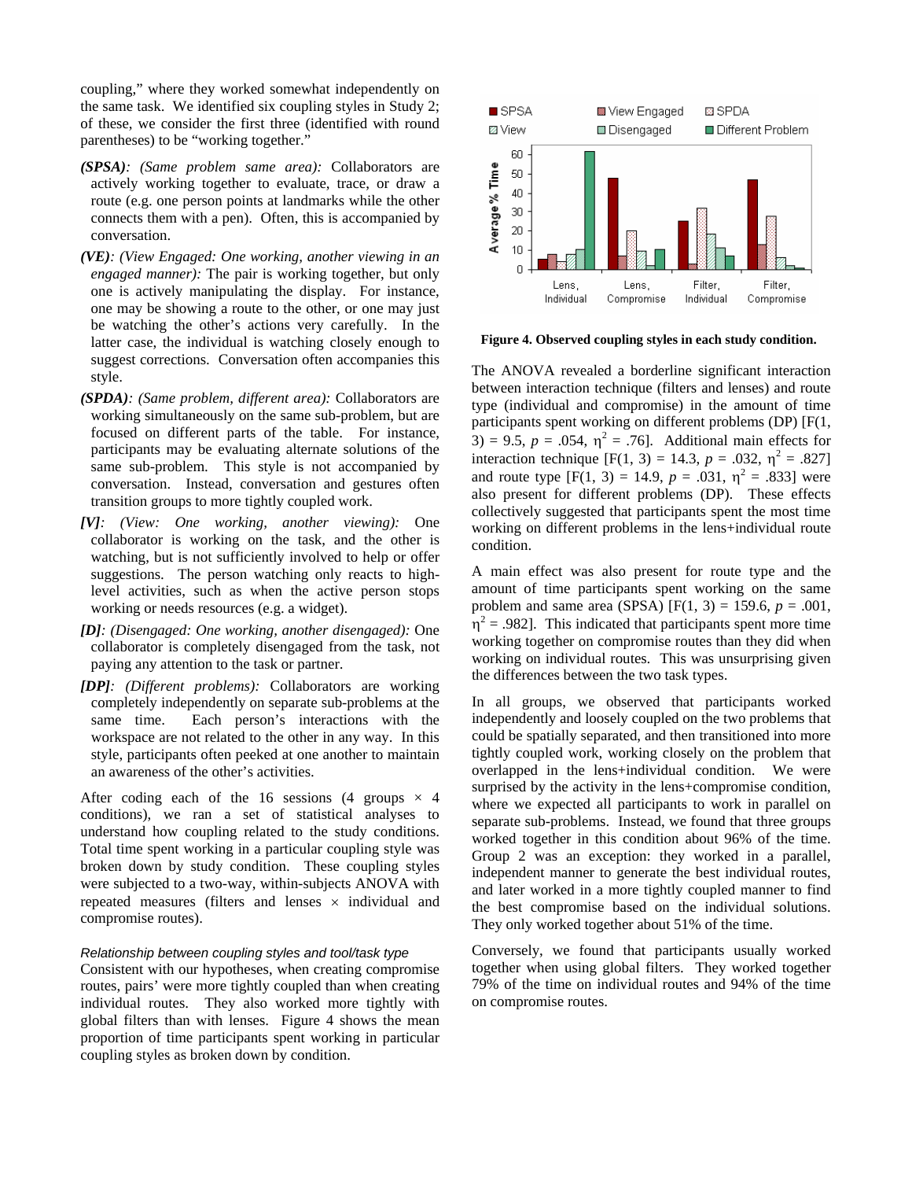coupling," where they worked somewhat independently on the same task. We identified six coupling styles in Study 2; of these, we consider the first three (identified with round parentheses) to be "working together."

- ***(SPSA)**: (Same problem same area):* Collaborators are actively working together to evaluate, trace, or draw a route (e.g. one person points at landmarks while the other connects them with a pen). Often, this is accompanied by conversation.
- ***(VE)**: (View Engaged: One working, another viewing in an engaged manner):* The pair is working together, but only one is actively manipulating the display. For instance, one may be showing a route to the other, or one may just be watching the other's actions very carefully. In the latter case, the individual is watching closely enough to suggest corrections. Conversation often accompanies this style.
- ***(SPDA)**: (Same problem, different area):* Collaborators are working simultaneously on the same sub-problem, but are focused on different parts of the table. For instance, participants may be evaluating alternate solutions of the same sub-problem. This style is not accompanied by conversation. Instead, conversation and gestures often transition groups to more tightly coupled work.
- ***[V]**: (View: One working, another viewing):* One collaborator is working on the task, and the other is watching, but is not sufficiently involved to help or offer suggestions. The person watching only reacts to high-level activities, such as when the active person stops working or needs resources (e.g. a widget).
- ***[D]**: (Disengaged: One working, another disengaged):* One collaborator is completely disengaged from the task, not paying any attention to the task or partner.
- ***[DP]**: (Different problems):* Collaborators are working completely independently on separate sub-problems at the same time. Each person's interactions with the workspace are not related to the other in any way. In this style, participants often peeked at one another to maintain an awareness of the other's activities.

After coding each of the 16 sessions (4 groups × 4 conditions), we ran a set of statistical analyses to understand how coupling related to the study conditions. Total time spent working in a particular coupling style was broken down by study condition. These coupling styles were subjected to a two-way, within-subjects ANOVA with repeated measures (filters and lenses × individual and compromise routes).

*Relationship between coupling styles and tool/task type*

Consistent with our hypotheses, when creating compromise routes, pairs' were more tightly coupled than when creating individual routes. They also worked more tightly with global filters than with lenses. Figure 4 shows the mean proportion of time participants spent working in particular coupling styles as broken down by condition.

SPSA
View Engaged
SPDA
View
Disengaged
Different Problem

Average % Time

60
50
40
30
20
10
0

Lens, Individual
Lens, Compromise
Filter, Individual
Filter, Compromise

**Figure 4. Observed coupling styles in each study condition.**

The ANOVA revealed a borderline significant interaction between interaction technique (filters and lenses) and route type (individual and compromise) in the amount of time participants spent working on different problems (DP) [$F(1, 3) = 9.5$, $p = .054$, $\eta^2 = .76$]. Additional main effects for interaction technique [$F(1, 3) = 14.3$, $p = .032$, $\eta^2 = .827$] and route type [$F(1, 3) = 14.9$, $p = .031$, $\eta^2 = .833$] were also present for different problems (DP). These effects collectively suggested that participants spent the most time working on different problems in the lens+individual route condition.

A main effect was also present for route type and the amount of time participants spent working on the same problem and same area (SPSA) [$F(1, 3) = 159.6$, $p = .001$, $\eta^2 = .982$]. This indicated that participants spent more time working together on compromise routes than they did when working on individual routes. This was unsurprising given the differences between the two task types.

In all groups, we observed that participants worked independently and loosely coupled on the two problems that could be spatially separated, and then transitioned into more tightly coupled work, working closely on the problem that overlapped in the lens+individual condition. We were surprised by the activity in the lens+compromise condition, where we expected all participants to work in parallel on separate sub-problems. Instead, we found that three groups worked together in this condition about 96% of the time. Group 2 was an exception: they worked in a parallel, independent manner to generate the best individual routes, and later worked in a more tightly coupled manner to find the best compromise based on the individual solutions. They only worked together about 51% of the time.

Conversely, we found that participants usually worked together when using global filters. They worked together 79% of the time on individual routes and 94% of the time on compromise routes.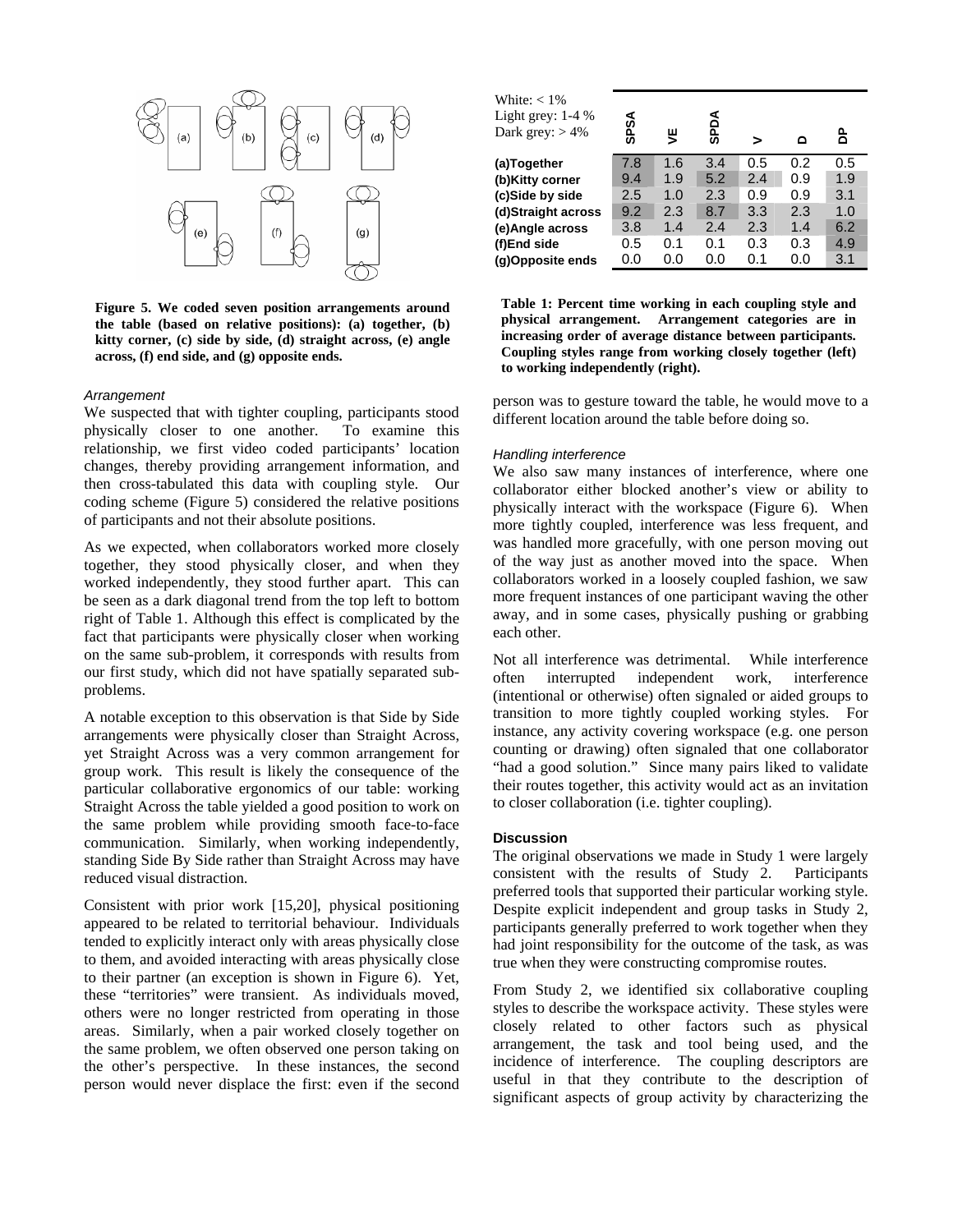**Figure 5. We coded seven position arrangements around the table (based on relative positions): (a) together, (b) kitty corner, (c) side by side, (d) straight across, (e) angle across, (f) end side, and (g) opposite ends.**

*Arrangement*

We suspected that with tighter coupling, participants stood physically closer to one another. To examine this relationship, we first video coded participants' location changes, thereby providing arrangement information, and then cross-tabulated this data with coupling style. Our coding scheme (Figure 5) considered the relative positions of participants and not their absolute positions.

As we expected, when collaborators worked more closely together, they stood physically closer, and when they worked independently, they stood further apart. This can be seen as a dark diagonal trend from the top left to bottom right of Table 1. Although this effect is complicated by the fact that participants were physically closer when working on the same sub-problem, it corresponds with results from our first study, which did not have spatially separated sub-problems.

A notable exception to this observation is that Side by Side arrangements were physically closer than Straight Across, yet Straight Across was a very common arrangement for group work. This result is likely the consequence of the particular collaborative ergonomics of our table: working Straight Across the table yielded a good position to work on the same problem while providing smooth face-to-face communication. Similarly, when working independently, standing Side By Side rather than Straight Across may have reduced visual distraction.

Consistent with prior work [15,20], physical positioning appeared to be related to territorial behaviour. Individuals tended to explicitly interact only with areas physically close to them, and avoided interacting with areas physically close to their partner (an exception is shown in Figure 6). Yet, these "territories" were transient. As individuals moved, others were no longer restricted from operating in those areas. Similarly, when a pair worked closely together on the same problem, we often observed one person taking on the other's perspective. In these instances, the second person would never displace the first: even if the second person was to gesture toward the table, he would move to a different location around the table before doing so.

| White: < 1%<br>Light grey: 1-4 %<br>Dark grey: > 4% | SPSA | VE | SPDA | V | D | DP |
|---|---|---|---|---|---|---|
| **(a)Together** | 7.8 | 1.6 | 3.4 | 0.5 | 0.2 | 0.5 |
| **(b)Kitty corner** | 9.4 | 1.9 | 5.2 | 2.4 | 0.9 | 1.9 |
| **(c)Side by side** | 2.5 | 1.0 | 2.3 | 0.9 | 0.9 | 3.1 |
| **(d)Straight across** | 9.2 | 2.3 | 8.7 | 3.3 | 2.3 | 1.0 |
| **(e)Angle across** | 3.8 | 1.4 | 2.4 | 2.3 | 1.4 | 6.2 |
| **(f)End side** | 0.5 | 0.1 | 0.1 | 0.3 | 0.3 | 4.9 |
| **(g)Opposite ends** | 0.0 | 0.0 | 0.0 | 0.1 | 0.0 | 3.1 |

**Table 1: Percent time working in each coupling style and physical arrangement. Arrangement categories are in increasing order of average distance between participants. Coupling styles range from working closely together (left) to working independently (right).**

*Handling interference*

We also saw many instances of interference, where one collaborator either blocked another's view or ability to physically interact with the workspace (Figure 6). When more tightly coupled, interference was less frequent, and was handled more gracefully, with one person moving out of the way just as another moved into the space. When collaborators worked in a loosely coupled fashion, we saw more frequent instances of one participant waving the other away, and in some cases, physically pushing or grabbing each other.

Not all interference was detrimental. While interference often interrupted independent work, interference (intentional or otherwise) often signaled or aided groups to transition to more tightly coupled working styles. For instance, any activity covering workspace (e.g. one person counting or drawing) often signaled that one collaborator "had a good solution." Since many pairs liked to validate their routes together, this activity would act as an invitation to closer collaboration (i.e. tighter coupling).

### Discussion

The original observations we made in Study 1 were largely consistent with the results of Study 2. Participants preferred tools that supported their particular working style. Despite explicit independent and group tasks in Study 2, participants generally preferred to work together when they had joint responsibility for the outcome of the task, as was true when they were constructing compromise routes.

From Study 2, we identified six collaborative coupling styles to describe the workspace activity. These styles were closely related to other factors such as physical arrangement, the task and tool being used, and the incidence of interference. The coupling descriptors are useful in that they contribute to the description of significant aspects of group activity by characterizing the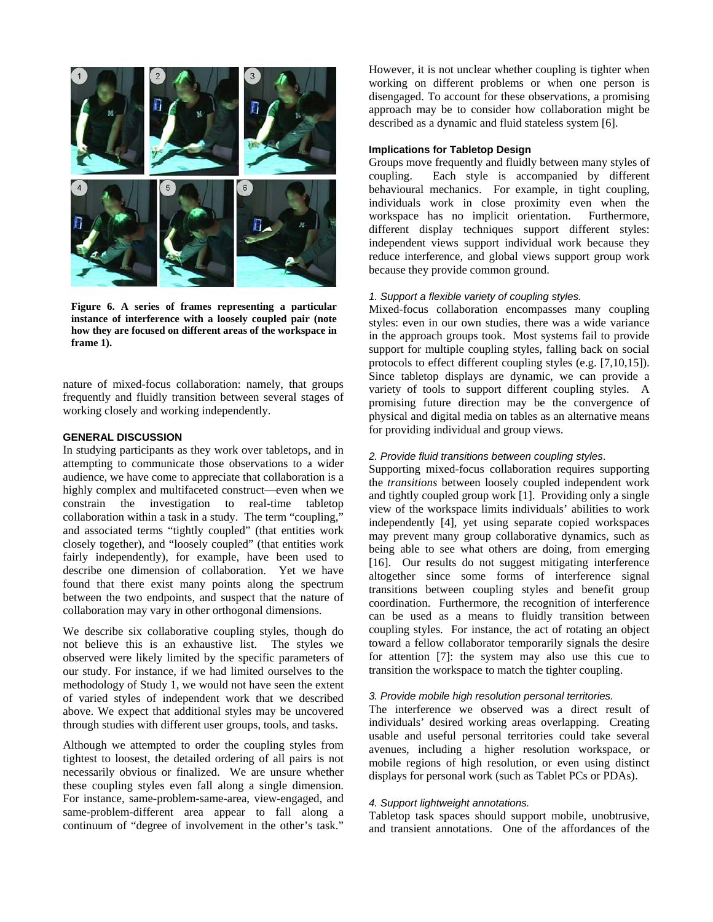Figure 6. A series of frames representing a particular instance of interference with a loosely coupled pair (note how they are focused on different areas of the workspace in frame 1).

nature of mixed-focus collaboration: namely, that groups frequently and fluidly transition between several stages of working closely and working independently.

## GENERAL DISCUSSION

In studying participants as they work over tabletops, and in attempting to communicate those observations to a wider audience, we have come to appreciate that collaboration is a highly complex and multifaceted construct—even when we constrain the investigation to real-time tabletop collaboration within a task in a study. The term "coupling," and associated terms "tightly coupled" (that entities work closely together), and "loosely coupled" (that entities work fairly independently), for example, have been used to describe one dimension of collaboration. Yet we have found that there exist many points along the spectrum between the two endpoints, and suspect that the nature of collaboration may vary in other orthogonal dimensions.

We describe six collaborative coupling styles, though do not believe this is an exhaustive list. The styles we observed were likely limited by the specific parameters of our study. For instance, if we had limited ourselves to the methodology of Study 1, we would not have seen the extent of varied styles of independent work that we described above. We expect that additional styles may be uncovered through studies with different user groups, tools, and tasks.

Although we attempted to order the coupling styles from tightest to loosest, the detailed ordering of all pairs is not necessarily obvious or finalized. We are unsure whether these coupling styles even fall along a single dimension. For instance, same-problem-same-area, view-engaged, and same-problem-different area appear to fall along a continuum of "degree of involvement in the other's task." However, it is not unclear whether coupling is tighter when working on different problems or when one person is disengaged. To account for these observations, a promising approach may be to consider how collaboration might be described as a dynamic and fluid stateless system [6].

### Implications for Tabletop Design

Groups move frequently and fluidly between many styles of coupling. Each style is accompanied by different behavioural mechanics. For example, in tight coupling, individuals work in close proximity even when the workspace has no implicit orientation. Furthermore, different display techniques support different styles: independent views support individual work because they reduce interference, and global views support group work because they provide common ground.

*1. Support a flexible variety of coupling styles.*

Mixed-focus collaboration encompasses many coupling styles: even in our own studies, there was a wide variance in the approach groups took. Most systems fail to provide support for multiple coupling styles, falling back on social protocols to effect different coupling styles (e.g. [7,10,15]). Since tabletop displays are dynamic, we can provide a variety of tools to support different coupling styles. A promising future direction may be the convergence of physical and digital media on tables as an alternative means for providing individual and group views.

*2. Provide fluid transitions between coupling styles.*

Supporting mixed-focus collaboration requires supporting the *transitions* between loosely coupled independent work and tightly coupled group work [1]. Providing only a single view of the workspace limits individuals' abilities to work independently [4], yet using separate copied workspaces may prevent many group collaborative dynamics, such as being able to see what others are doing, from emerging [16]. Our results do not suggest mitigating interference altogether since some forms of interference signal transitions between coupling styles and benefit group coordination. Furthermore, the recognition of interference can be used as a means to fluidly transition between coupling styles. For instance, the act of rotating an object toward a fellow collaborator temporarily signals the desire for attention [7]: the system may also use this cue to transition the workspace to match the tighter coupling.

*3. Provide mobile high resolution personal territories.*

The interference we observed was a direct result of individuals' desired working areas overlapping. Creating usable and useful personal territories could take several avenues, including a higher resolution workspace, or mobile regions of high resolution, or even using distinct displays for personal work (such as Tablet PCs or PDAs).

*4. Support lightweight annotations.*

Tabletop task spaces should support mobile, unobtrusive, and transient annotations. One of the affordances of the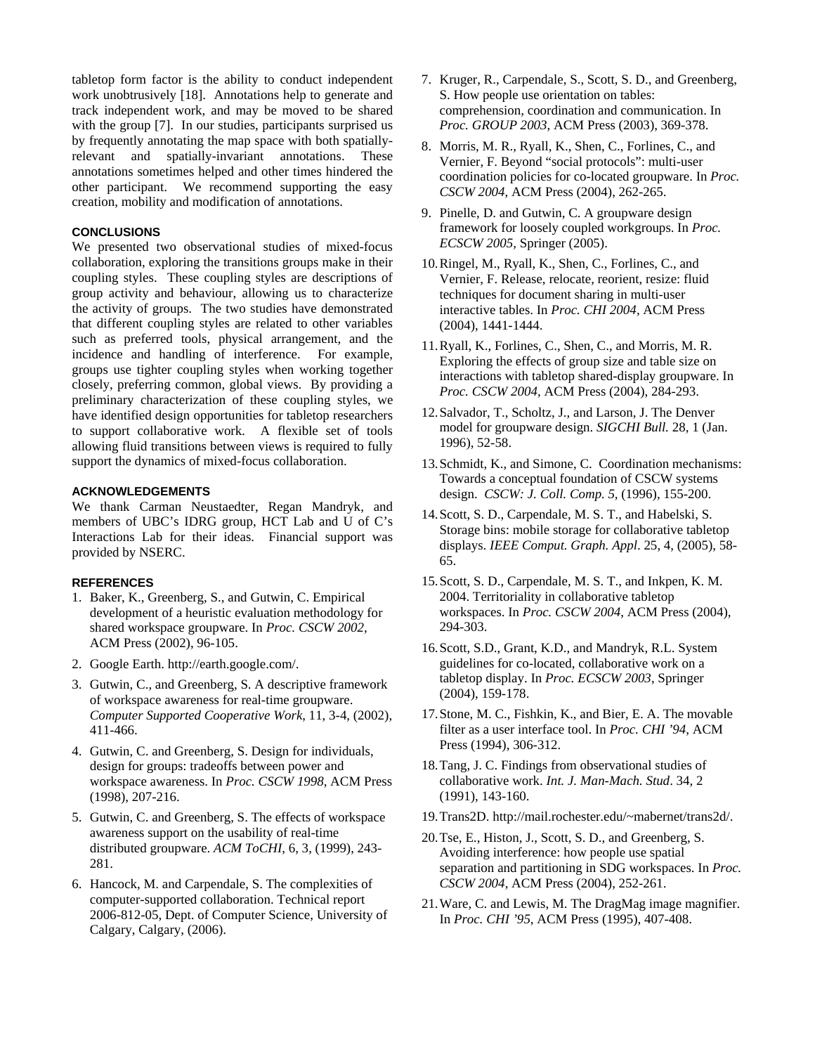tabletop form factor is the ability to conduct independent work unobtrusively [18]. Annotations help to generate and track independent work, and may be moved to be shared with the group [7]. In our studies, participants surprised us by frequently annotating the map space with both spatially-relevant and spatially-invariant annotations. These annotations sometimes helped and other times hindered the other participant. We recommend supporting the easy creation, mobility and modification of annotations.

## CONCLUSIONS

We presented two observational studies of mixed-focus collaboration, exploring the transitions groups make in their coupling styles. These coupling styles are descriptions of group activity and behaviour, allowing us to characterize the activity of groups. The two studies have demonstrated that different coupling styles are related to other variables such as preferred tools, physical arrangement, and the incidence and handling of interference. For example, groups use tighter coupling styles when working together closely, preferring common, global views. By providing a preliminary characterization of these coupling styles, we have identified design opportunities for tabletop researchers to support collaborative work. A flexible set of tools allowing fluid transitions between views is required to fully support the dynamics of mixed-focus collaboration.

## ACKNOWLEDGEMENTS

We thank Carman Neustaedter, Regan Mandryk, and members of UBC's IDRG group, HCT Lab and U of C's Interactions Lab for their ideas. Financial support was provided by NSERC.

## REFERENCES

1. Baker, K., Greenberg, S., and Gutwin, C. Empirical development of a heuristic evaluation methodology for shared workspace groupware. In *Proc. CSCW 2002*, ACM Press (2002), 96-105.
2. Google Earth. http://earth.google.com/.
3. Gutwin, C., and Greenberg, S. A descriptive framework of workspace awareness for real-time groupware. *Computer Supported Cooperative Work*, 11, 3-4, (2002), 411-466.
4. Gutwin, C. and Greenberg, S. Design for individuals, design for groups: tradeoffs between power and workspace awareness. In *Proc. CSCW 1998*, ACM Press (1998), 207-216.
5. Gutwin, C. and Greenberg, S. The effects of workspace awareness support on the usability of real-time distributed groupware. *ACM ToCHI*, 6, 3, (1999), 243-281.
6. Hancock, M. and Carpendale, S. The complexities of computer-supported collaboration. Technical report 2006-812-05, Dept. of Computer Science, University of Calgary, Calgary, (2006).
7. Kruger, R., Carpendale, S., Scott, S. D., and Greenberg, S. How people use orientation on tables: comprehension, coordination and communication. In *Proc. GROUP 2003*, ACM Press (2003), 369-378.
8. Morris, M. R., Ryall, K., Shen, C., Forlines, C., and Vernier, F. Beyond "social protocols": multi-user coordination policies for co-located groupware. In *Proc. CSCW 2004*, ACM Press (2004), 262-265.
9. Pinelle, D. and Gutwin, C. A groupware design framework for loosely coupled workgroups. In *Proc. ECSCW 2005*, Springer (2005).
10. Ringel, M., Ryall, K., Shen, C., Forlines, C., and Vernier, F. Release, relocate, reorient, resize: fluid techniques for document sharing in multi-user interactive tables. In *Proc. CHI 2004*, ACM Press (2004), 1441-1444.
11. Ryall, K., Forlines, C., Shen, C., and Morris, M. R. Exploring the effects of group size and table size on interactions with tabletop shared-display groupware. In *Proc. CSCW 2004*, ACM Press (2004), 284-293.
12. Salvador, T., Scholtz, J., and Larson, J. The Denver model for groupware design. *SIGCHI Bull.* 28, 1 (Jan. 1996), 52-58.
13. Schmidt, K., and Simone, C. Coordination mechanisms: Towards a conceptual foundation of CSCW systems design. *CSCW: J. Coll. Comp. 5*, (1996), 155-200.
14. Scott, S. D., Carpendale, M. S. T., and Habelski, S. Storage bins: mobile storage for collaborative tabletop displays. *IEEE Comput. Graph. Appl.* 25, 4, (2005), 58-65.
15. Scott, S. D., Carpendale, M. S. T., and Inkpen, K. M. 2004. Territoriality in collaborative tabletop workspaces. In *Proc. CSCW 2004*, ACM Press (2004), 294-303.
16. Scott, S.D., Grant, K.D., and Mandryk, R.L. System guidelines for co-located, collaborative work on a tabletop display. In *Proc. ECSCW 2003*, Springer (2004), 159-178.
17. Stone, M. C., Fishkin, K., and Bier, E. A. The movable filter as a user interface tool. In *Proc. CHI '94*, ACM Press (1994), 306-312.
18. Tang, J. C. Findings from observational studies of collaborative work. *Int. J. Man-Mach. Stud*. 34, 2 (1991), 143-160.
19. Trans2D. http://mail.rochester.edu/~mabernet/trans2d/.
20. Tse, E., Histon, J., Scott, S. D., and Greenberg, S. Avoiding interference: how people use spatial separation and partitioning in SDG workspaces. In *Proc. CSCW 2004*, ACM Press (2004), 252-261.
21. Ware, C. and Lewis, M. The DragMag image magnifier. In *Proc. CHI '95*, ACM Press (1995), 407-408.